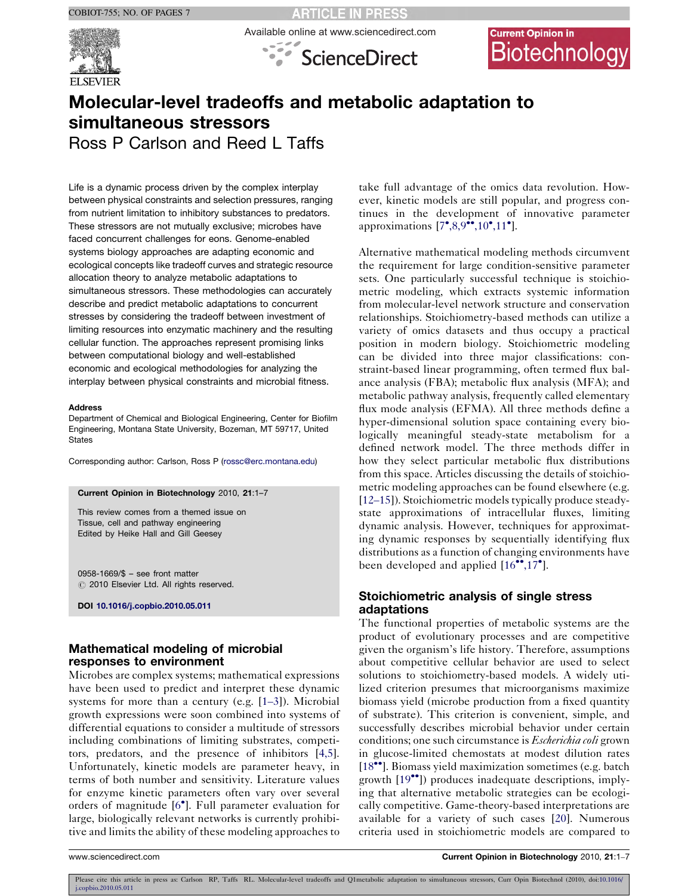# Molecular-level tradeoffs and metabolic adaptation to simultaneous stressors

Ross P Carlson and Reed L Taffs

Life is a dynamic process driven by the complex interplay between physical constraints and selection pressures, ranging from nutrient limitation to inhibitory substances to predators. These stressors are not mutually exclusive; microbes have faced concurrent challenges for eons. Genome-enabled systems biology approaches are adapting economic and ecological concepts like tradeoff curves and strategic resource allocation theory to analyze metabolic adaptations to simultaneous stressors. These methodologies can accurately describe and predict metabolic adaptations to concurrent stresses by considering the tradeoff between investment of limiting resources into enzymatic machinery and the resulting cellular function. The approaches represent promising links between computational biology and well-established economic and ecological methodologies for analyzing the interplay between physical constraints and microbial fitness.

**Address**

Department of Chemical and Biological Engineering, Center for Biofilm Engineering, Montana State University, Bozeman, MT 59717, United States

Corresponding author: Carlson, Ross P (rossc@erc.montana.edu)

**Current Opinion in Biotechnology** 2010, **21**:1–7

This review comes from a themed issue on Tissue, cell and pathway engineering
Edited by Heike Hall and Gill Geesey

0958-1669/$ – see front matter
© 2010 Elsevier Ltd. All rights reserved.

**DOI** 10.1016/j.copbio.2010.05.011

## Mathematical modeling of microbial responses to environment

Microbes are complex systems; mathematical expressions have been used to predict and interpret these dynamic systems for more than a century (e.g. [1–3]). Microbial growth expressions were soon combined into systems of differential equations to consider a multitude of stressors including combinations of limiting substrates, competitors, predators, and the presence of inhibitors [4,5]. Unfortunately, kinetic models are parameter heavy, in terms of both number and sensitivity. Literature values for enzyme kinetic parameters often vary over several orders of magnitude [6•]. Full parameter evaluation for large, biologically relevant networks is currently prohibitive and limits the ability of these modeling approaches to take full advantage of the omics data revolution. However, kinetic models are still popular, and progress continues in the development of innovative parameter approximations [7•,8,9••,10•,11•].

Alternative mathematical modeling methods circumvent the requirement for large condition-sensitive parameter sets. One particularly successful technique is stoichiometric modeling, which extracts systemic information from molecular-level network structure and conservation relationships. Stoichiometry-based methods can utilize a variety of omics datasets and thus occupy a practical position in modern biology. Stoichiometric modeling can be divided into three major classifications: constraint-based linear programming, often termed flux balance analysis (FBA); metabolic flux analysis (MFA); and metabolic pathway analysis, frequently called elementary flux mode analysis (EFMA). All three methods define a hyper-dimensional solution space containing every biologically meaningful steady-state metabolism for a defined network model. The three methods differ in how they select particular metabolic flux distributions from this space. Articles discussing the details of stoichiometric modeling approaches can be found elsewhere (e.g. [12–15]). Stoichiometric models typically produce steady-state approximations of intracellular fluxes, limiting dynamic analysis. However, techniques for approximating dynamic responses by sequentially identifying flux distributions as a function of changing environments have been developed and applied [16••,17•].

## Stoichiometric analysis of single stress adaptations

The functional properties of metabolic systems are the product of evolutionary processes and are competitive given the organism's life history. Therefore, assumptions about competitive cellular behavior are used to select solutions to stoichiometry-based models. A widely utilized criterion presumes that microorganisms maximize biomass yield (microbe production from a fixed quantity of substrate). This criterion is convenient, simple, and successfully describes microbial behavior under certain conditions; one such circumstance is *Escherichia coli* grown in glucose-limited chemostats at modest dilution rates [18••]. Biomass yield maximization sometimes (e.g. batch growth [19••]) produces inadequate descriptions, implying that alternative metabolic strategies can be ecologically competitive. Game-theory-based interpretations are available for a variety of such cases [20]. Numerous criteria used in stoichiometric models are compared to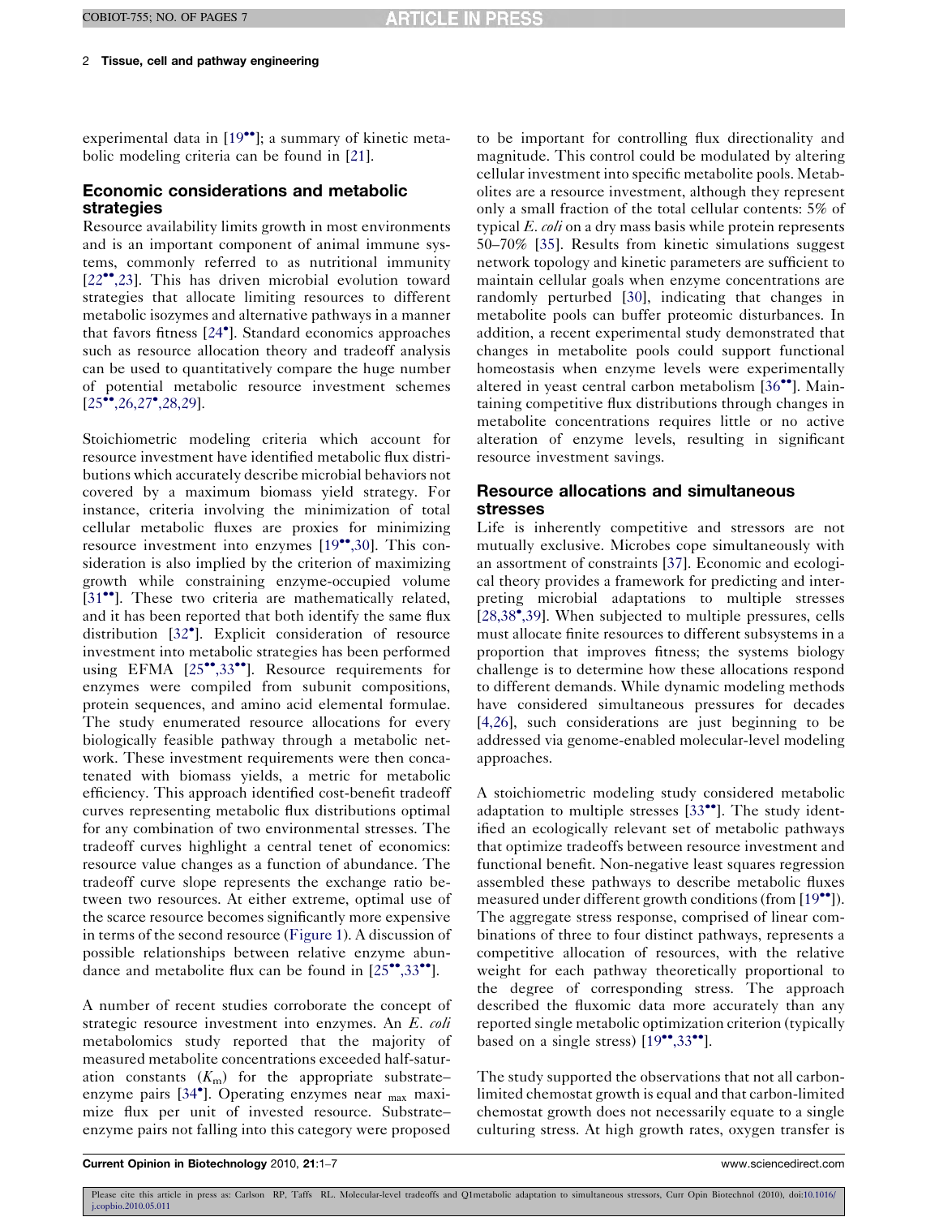experimental data in [19••]; a summary of kinetic metabolic modeling criteria can be found in [21].

## Economic considerations and metabolic strategies

Resource availability limits growth in most environments and is an important component of animal immune systems, commonly referred to as nutritional immunity [22••,23]. This has driven microbial evolution toward strategies that allocate limiting resources to different metabolic isozymes and alternative pathways in a manner that favors fitness [24•]. Standard economics approaches such as resource allocation theory and tradeoff analysis can be used to quantitatively compare the huge number of potential metabolic resource investment schemes [25••,26,27•,28,29].

Stoichiometric modeling criteria which account for resource investment have identified metabolic flux distributions which accurately describe microbial behaviors not covered by a maximum biomass yield strategy. For instance, criteria involving the minimization of total cellular metabolic fluxes are proxies for minimizing resource investment into enzymes [19••,30]. This consideration is also implied by the criterion of maximizing growth while constraining enzyme-occupied volume [31••]. These two criteria are mathematically related, and it has been reported that both identify the same flux distribution [32•]. Explicit consideration of resource investment into metabolic strategies has been performed using EFMA [25••,33••]. Resource requirements for enzymes were compiled from subunit compositions, protein sequences, and amino acid elemental formulae. The study enumerated resource allocations for every biologically feasible pathway through a metabolic network. These investment requirements were then concatenated with biomass yields, a metric for metabolic efficiency. This approach identified cost-benefit tradeoff curves representing metabolic flux distributions optimal for any combination of two environmental stresses. The tradeoff curves highlight a central tenet of economics: resource value changes as a function of abundance. The tradeoff curve slope represents the exchange ratio between two resources. At either extreme, optimal use of the scarce resource becomes significantly more expensive in terms of the second resource (Figure 1). A discussion of possible relationships between relative enzyme abundance and metabolite flux can be found in [25••,33••].

A number of recent studies corroborate the concept of strategic resource investment into enzymes. An *E. coli* metabolomics study reported that the majority of measured metabolite concentrations exceeded half-saturation constants ($K_m$) for the appropriate substrate–enzyme pairs [34•]. Operating enzymes near $_{max}$ maximize flux per unit of invested resource. Substrate–enzyme pairs not falling into this category were proposed to be important for controlling flux directionality and magnitude. This control could be modulated by altering cellular investment into specific metabolite pools. Metabolites are a resource investment, although they represent only a small fraction of the total cellular contents: 5% of typical *E. coli* on a dry mass basis while protein represents 50–70% [35]. Results from kinetic simulations suggest network topology and kinetic parameters are sufficient to maintain cellular goals when enzyme concentrations are randomly perturbed [30], indicating that changes in metabolite pools can buffer proteomic disturbances. In addition, a recent experimental study demonstrated that changes in metabolite pools could support functional homeostasis when enzyme levels were experimentally altered in yeast central carbon metabolism [36••]. Maintaining competitive flux distributions through changes in metabolite concentrations requires little or no active alteration of enzyme levels, resulting in significant resource investment savings.

## Resource allocations and simultaneous stresses

Life is inherently competitive and stressors are not mutually exclusive. Microbes cope simultaneously with an assortment of constraints [37]. Economic and ecological theory provides a framework for predicting and interpreting microbial adaptations to multiple stresses [28,38•,39]. When subjected to multiple pressures, cells must allocate finite resources to different subsystems in a proportion that improves fitness; the systems biology challenge is to determine how these allocations respond to different demands. While dynamic modeling methods have considered simultaneous pressures for decades [4,26], such considerations are just beginning to be addressed via genome-enabled molecular-level modeling approaches.

A stoichiometric modeling study considered metabolic adaptation to multiple stresses [33••]. The study identified an ecologically relevant set of metabolic pathways that optimize tradeoffs between resource investment and functional benefit. Non-negative least squares regression assembled these pathways to describe metabolic fluxes measured under different growth conditions (from [19••]). The aggregate stress response, comprised of linear combinations of three to four distinct pathways, represents a competitive allocation of resources, with the relative weight for each pathway theoretically proportional to the degree of corresponding stress. The approach described the fluxomic data more accurately than any reported single metabolic optimization criterion (typically based on a single stress) [19••,33••].

The study supported the observations that not all carbon-limited chemostat growth is equal and that carbon-limited chemostat growth does not necessarily equate to a single culturing stress. At high growth rates, oxygen transfer is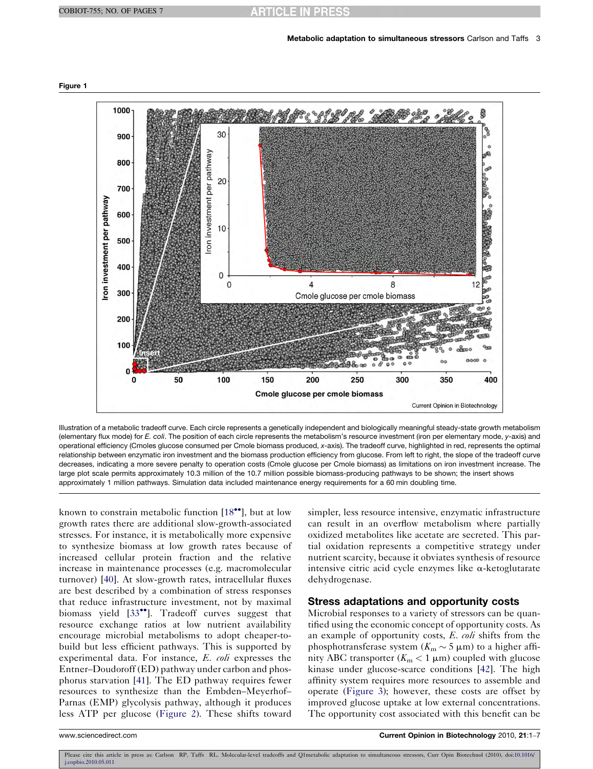Figure 1

Illustration of a metabolic tradeoff curve. Each circle represents a genetically independent and biologically meaningful steady-state growth metabolism (elementary flux mode) for *E. coli*. The position of each circle represents the metabolism's resource investment (iron per elementary mode, *y*-axis) and operational efficiency (Cmoles glucose consumed per Cmole biomass produced, *x*-axis). The tradeoff curve, highlighted in red, represents the optimal relationship between enzymatic iron investment and the biomass production efficiency from glucose. From left to right, the slope of the tradeoff curve decreases, indicating a more severe penalty to operation costs (Cmole glucose per Cmole biomass) as limitations on iron investment increase. The large plot scale permits approximately 10.3 million of the 10.7 million possible biomass-producing pathways to be shown; the insert shows approximately 1 million pathways. Simulation data included maintenance energy requirements for a 60 min doubling time.

known to constrain metabolic function [18••], but at low growth rates there are additional slow-growth-associated stresses. For instance, it is metabolically more expensive to synthesize biomass at low growth rates because of increased cellular protein fraction and the relative increase in maintenance processes (e.g. macromolecular turnover) [40]. At slow-growth rates, intracellular fluxes are best described by a combination of stress responses that reduce infrastructure investment, not by maximal biomass yield [33••]. Tradeoff curves suggest that resource exchange ratios at low nutrient availability encourage microbial metabolisms to adopt cheaper-to-build but less efficient pathways. This is supported by experimental data. For instance, *E. coli* expresses the Entner–Doudoroff (ED) pathway under carbon and phosphorus starvation [41]. The ED pathway requires fewer resources to synthesize than the Embden–Meyerhof–Parnas (EMP) glycolysis pathway, although it produces less ATP per glucose (Figure 2). These shifts toward simpler, less resource intensive, enzymatic infrastructure can result in an overflow metabolism where partially oxidized metabolites like acetate are secreted. This partial oxidation represents a competitive strategy under nutrient scarcity, because it obviates synthesis of resource intensive citric acid cycle enzymes like α-ketoglutarate dehydrogenase.

## Stress adaptations and opportunity costs

Microbial responses to a variety of stressors can be quantified using the economic concept of opportunity costs. As an example of opportunity costs, *E. coli* shifts from the phosphotransferase system ($K_m \sim 5$ μm) to a higher affinity ABC transporter ($K_m < 1$ μm) coupled with glucose kinase under glucose-scarce conditions [42]. The high affinity system requires more resources to assemble and operate (Figure 3); however, these costs are offset by improved glucose uptake at low external concentrations. The opportunity cost associated with this benefit can be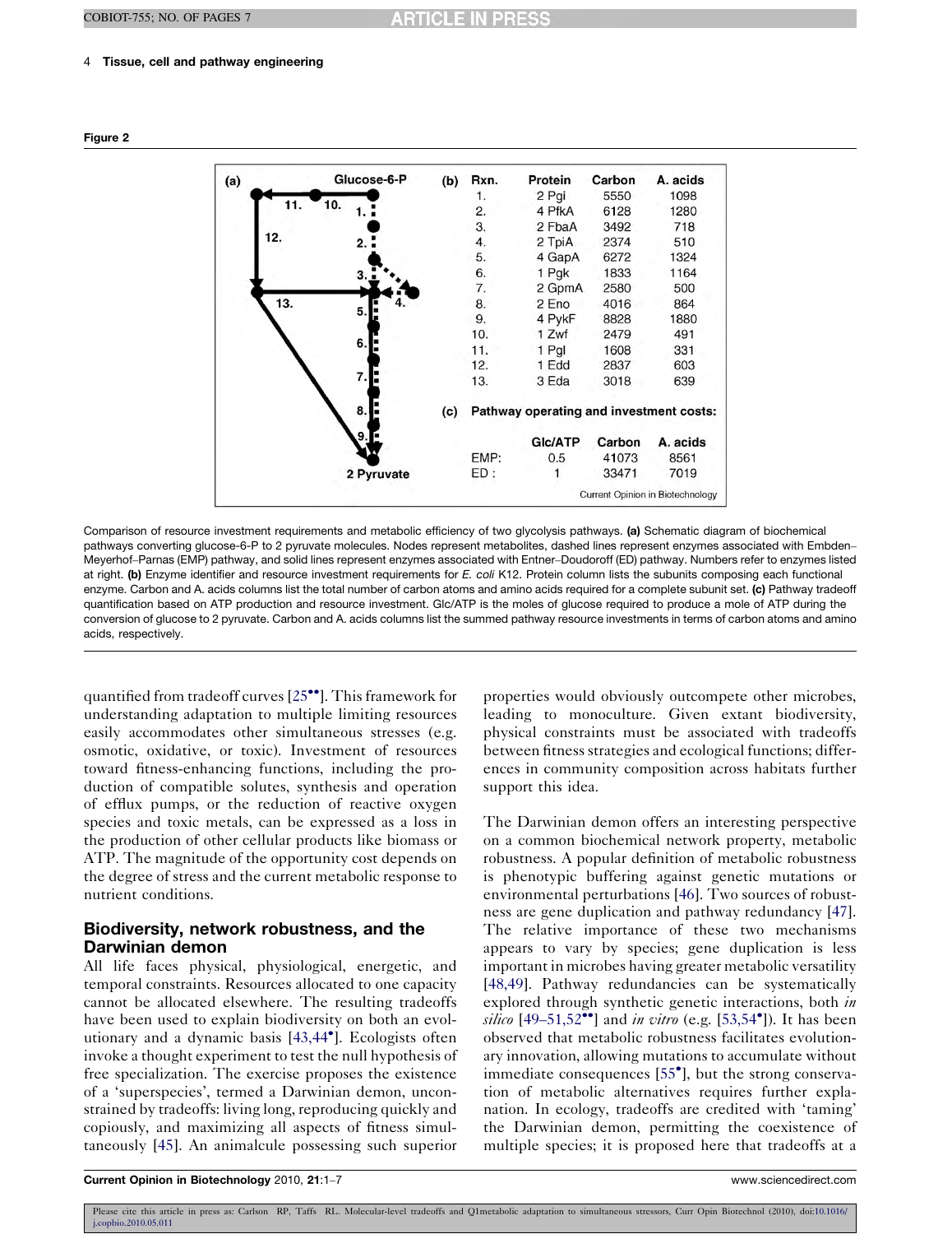Figure 2

**(b)**

| Rxn. | Protein | Carbon | A. acids |
|---|---|---|---|
| 1. | 2 Pgi | 5550 | 1098 |
| 2. | 4 PfkA | 6128 | 1280 |
| 3. | 2 FbaA | 3492 | 718 |
| 4. | 2 TpiA | 2374 | 510 |
| 5. | 4 GapA | 6272 | 1324 |
| 6. | 1 Pgk | 1833 | 1164 |
| 7. | 2 GpmA | 2580 | 500 |
| 8. | 2 Eno | 4016 | 864 |
| 9. | 4 PykF | 8828 | 1880 |
| 10. | 1 Zwf | 2479 | 491 |
| 11. | 1 Pgl | 1608 | 331 |
| 12. | 1 Edd | 2837 | 603 |
| 13. | 3 Eda | 3018 | 639 |

**(c)** Pathway operating and investment costs:

| | Glc/ATP | Carbon | A. acids |
|---|---|---|---|
| EMP: | 0.5 | 41073 | 8561 |
| ED : | 1 | 33471 | 7019 |

Comparison of resource investment requirements and metabolic efficiency of two glycolysis pathways. **(a)** Schematic diagram of biochemical pathways converting glucose-6-P to 2 pyruvate molecules. Nodes represent metabolites, dashed lines represent enzymes associated with Embden–Meyerhof–Parnas (EMP) pathway, and solid lines represent enzymes associated with Entner–Doudoroff (ED) pathway. Numbers refer to enzymes listed at right. **(b)** Enzyme identifier and resource investment requirements for *E. coli* K12. Protein column lists the subunits composing each functional enzyme. Carbon and A. acids columns list the total number of carbon atoms and amino acids required for a complete subunit set. **(c)** Pathway tradeoff quantification based on ATP production and resource investment. Glc/ATP is the moles of glucose required to produce a mole of ATP during the conversion of glucose to 2 pyruvate. Carbon and A. acids columns list the summed pathway resource investments in terms of carbon atoms and amino acids, respectively.

quantified from tradeoff curves [25••]. This framework for understanding adaptation to multiple limiting resources easily accommodates other simultaneous stresses (e.g. osmotic, oxidative, or toxic). Investment of resources toward fitness-enhancing functions, including the production of compatible solutes, synthesis and operation of efflux pumps, or the reduction of reactive oxygen species and toxic metals, can be expressed as a loss in the production of other cellular products like biomass or ATP. The magnitude of the opportunity cost depends on the degree of stress and the current metabolic response to nutrient conditions.

## Biodiversity, network robustness, and the Darwinian demon

All life faces physical, physiological, energetic, and temporal constraints. Resources allocated to one capacity cannot be allocated elsewhere. The resulting tradeoffs have been used to explain biodiversity on both an evolutionary and a dynamic basis [43,44•]. Ecologists often invoke a thought experiment to test the null hypothesis of free specialization. The exercise proposes the existence of a 'superspecies', termed a Darwinian demon, unconstrained by tradeoffs: living long, reproducing quickly and copiously, and maximizing all aspects of fitness simultaneously [45]. An animalcule possessing such superior properties would obviously outcompete other microbes, leading to monoculture. Given extant biodiversity, physical constraints must be associated with tradeoffs between fitness strategies and ecological functions; differences in community composition across habitats further support this idea.

The Darwinian demon offers an interesting perspective on a common biochemical network property, metabolic robustness. A popular definition of metabolic robustness is phenotypic buffering against genetic mutations or environmental perturbations [46]. Two sources of robustness are gene duplication and pathway redundancy [47]. The relative importance of these two mechanisms appears to vary by species; gene duplication is less important in microbes having greater metabolic versatility [48,49]. Pathway redundancies can be systematically explored through synthetic genetic interactions, both *in silico* [49–51,52••] and *in vitro* (e.g. [53,54•]). It has been observed that metabolic robustness facilitates evolutionary innovation, allowing mutations to accumulate without immediate consequences [55•], but the strong conservation of metabolic alternatives requires further explanation. In ecology, tradeoffs are credited with 'taming' the Darwinian demon, permitting the coexistence of multiple species; it is proposed here that tradeoffs at a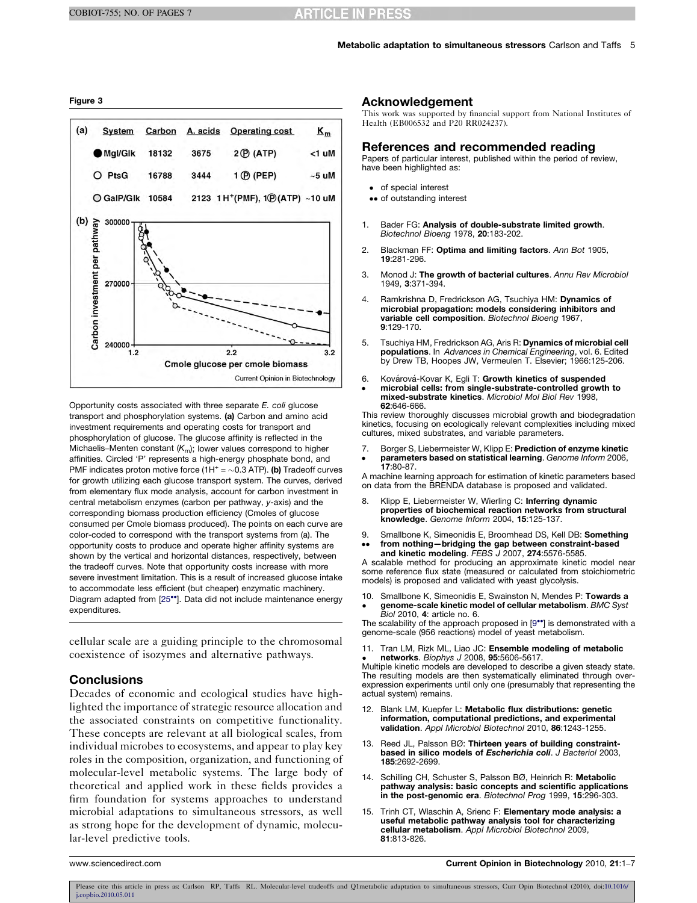**Figure 3**

(a)

| System | Carbon | A. acids | Operating cost | $K_m$ |
|---|---|---|---|---|
| ● Mgl/Glk | 18132 | 3675 | 2Ⓟ (ATP) | <1 uM |
| ○ PtsG | 16788 | 3444 | 1Ⓟ (PEP) | ~5 uM |
| ○ GalP/Glk | 10584 | 2123 | 1 $H^+$(PMF), 1Ⓟ(ATP) | ~10 uM |

(b) Carbon investment per pathway vs. Cmole glucose per cmole biomass

Opportunity costs associated with three separate *E. coli* glucose transport and phosphorylation systems. **(a)** Carbon and amino acid investment requirements and operating costs for transport and phosphorylation of glucose. The glucose affinity is reflected in the Michaelis–Menten constant ($K_m$); lower values correspond to higher affinities. Circled 'P' represents a high-energy phosphate bond, and PMF indicates proton motive force ($1H^+ = \sim 0.3$ ATP). **(b)** Tradeoff curves for growth utilizing each glucose transport system. The curves, derived from elementary flux mode analysis, account for carbon investment in central metabolism enzymes (carbon per pathway, *y*-axis) and the corresponding biomass production efficiency (Cmoles of glucose consumed per Cmole biomass produced). The points on each curve are color-coded to correspond with the transport systems from (a). The opportunity costs to produce and operate higher affinity systems are shown by the vertical and horizontal distances, respectively, between the tradeoff curves. Note that opportunity costs increase with more severe investment limitation. This is a result of increased glucose intake to accommodate less efficient (but cheaper) enzymatic machinery. Diagram adapted from [25••]. Data did not include maintenance energy expenditures.

cellular scale are a guiding principle to the chromosomal coexistence of isozymes and alternative pathways.

## Conclusions

Decades of economic and ecological studies have highlighted the importance of strategic resource allocation and the associated constraints on competitive functionality. These concepts are relevant at all biological scales, from individual microbes to ecosystems, and appear to play key roles in the composition, organization, and functioning of molecular-level metabolic systems. The large body of theoretical and applied work in these fields provides a firm foundation for systems approaches to understand microbial adaptations to simultaneous stressors, as well as strong hope for the development of dynamic, molecular-level predictive tools.

## Acknowledgement

This work was supported by financial support from National Institutes of Health (EB006532 and P20 RR024237).

## References and recommended reading

Papers of particular interest, published within the period of review, have been highlighted as:

- • of special interest
- •• of outstanding interest

1. Bader FG: **Analysis of double-substrate limited growth**. *Biotechnol Bioeng* 1978, **20**:183-202.
2. Blackman FF: **Optima and limiting factors**. *Ann Bot* 1905, **19**:281-296.
3. Monod J: **The growth of bacterial cultures**. *Annu Rev Microbiol* 1949, **3**:371-394.
4. Ramkrishna D, Fredrickson AG, Tsuchiya HM: **Dynamics of microbial propagation: models considering inhibitors and variable cell composition**. *Biotechnol Bioeng* 1967, **9**:129-170.
5. Tsuchiya HM, Fredrickson AG, Aris R: **Dynamics of microbial cell populations**. In *Advances in Chemical Engineering*, vol. 6. Edited by Drew TB, Hoopes JW, Vermeulen T. Elsevier; 1966:125-206.
6. • Kovárová-Kovar K, Egli T: **Growth kinetics of suspended microbial cells: from single-substrate-controlled growth to mixed-substrate kinetics**. *Microbiol Mol Biol Rev* 1998, **62**:646-666.
   This review thoroughly discusses microbial growth and biodegradation kinetics, focusing on ecologically relevant complexities including mixed cultures, mixed substrates, and variable parameters.
7. • Borger S, Liebermeister W, Klipp E: **Prediction of enzyme kinetic parameters based on statistical learning**. *Genome Inform* 2006, **17**:80-87.
   A machine learning approach for estimation of kinetic parameters based on data from the BRENDA database is proposed and validated.
8. Klipp E, Liebermeister W, Wierling C: **Inferring dynamic properties of biochemical reaction networks from structural knowledge**. *Genome Inform* 2004, **15**:125-137.
9. •• Smallbone K, Simeonidis E, Broomhead DS, Kell DB: **Something from nothing—bridging the gap between constraint-based and kinetic modeling**. *FEBS J* 2007, **274**:5576-5585.
   A scalable method for producing an approximate kinetic model near some reference flux state (measured or calculated from stoichiometric models) is proposed and validated with yeast glycolysis.
10. • Smallbone K, Simeonidis E, Swainston N, Mendes P: **Towards a genome-scale kinetic model of cellular metabolism**. *BMC Syst Biol* 2010, **4**: article no. 6.
    The scalability of the approach proposed in [9••] is demonstrated with a genome-scale (956 reactions) model of yeast metabolism.
11. • Tran LM, Rizk ML, Liao JC: **Ensemble modeling of metabolic networks**. *Biophys J* 2008, **95**:5606-5617.
    Multiple kinetic models are developed to describe a given steady state. The resulting models are then systematically eliminated through over-expression experiments until only one (presumably that representing the actual system) remains.
12. Blank LM, Kuepfer L: **Metabolic flux distributions: genetic information, computational predictions, and experimental validation**. *Appl Microbiol Biotechnol* 2010, **86**:1243-1255.
13. Reed JL, Palsson BØ: **Thirteen years of building constraint-based in silico models of *Escherichia coli***. *J Bacteriol* 2003, **185**:2692-2699.
14. Schilling CH, Schuster S, Palsson BØ, Heinrich R: **Metabolic pathway analysis: basic concepts and scientific applications in the post-genomic era**. *Biotechnol Prog* 1999, **15**:296-303.
15. Trinh CT, Wlaschin A, Srienc F: **Elementary mode analysis: a useful metabolic pathway analysis tool for characterizing cellular metabolism**. *Appl Microbiol Biotechnol* 2009, **81**:813-826.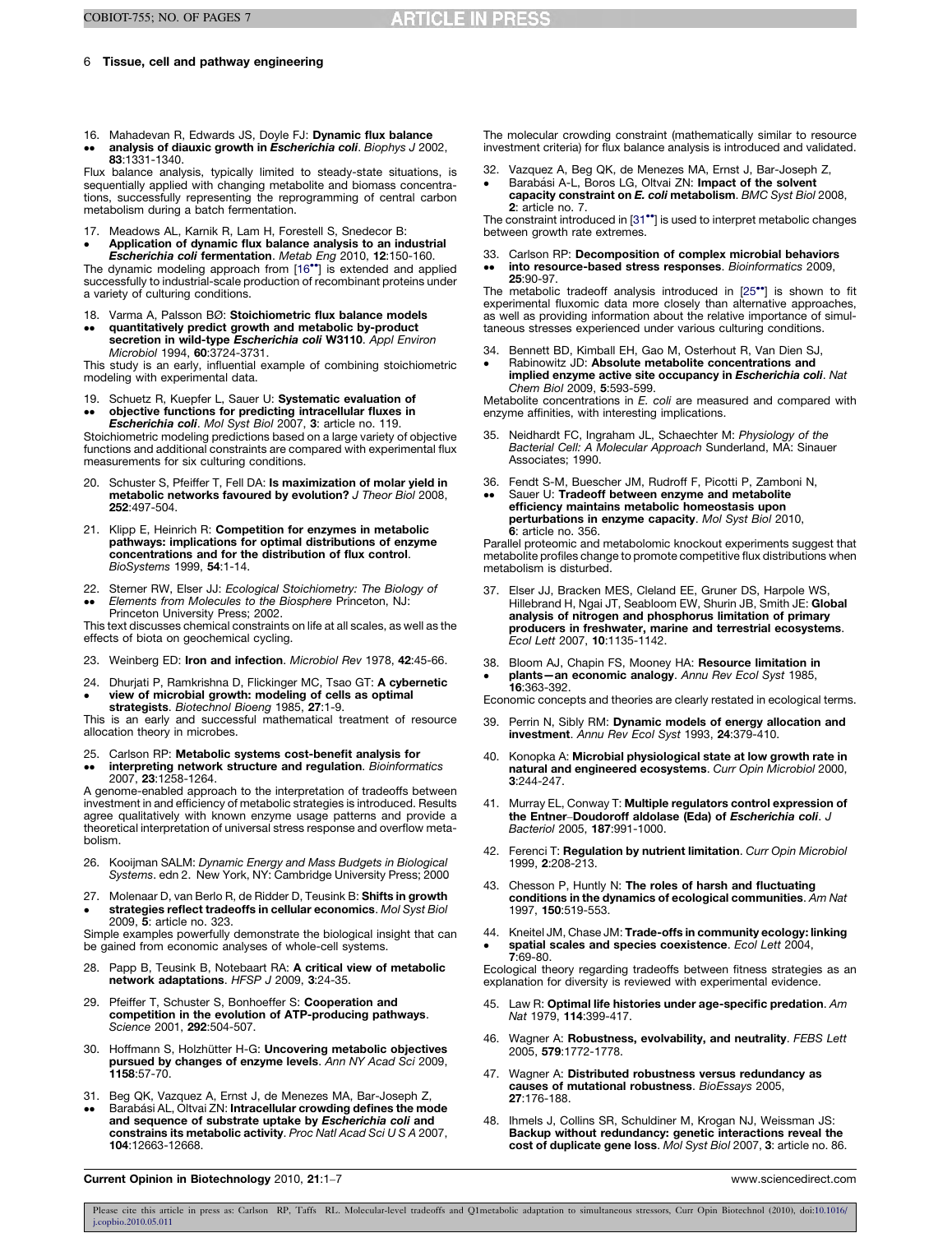16. Mahadevan R, Edwards JS, Doyle FJ: **Dynamic flux balance analysis of diauxic growth in *Escherichia coli***. *Biophys J* 2002, **83**:1331-1340.
•• Flux balance analysis, typically limited to steady-state situations, is sequentially applied with changing metabolite and biomass concentrations, successfully representing the reprogramming of central carbon metabolism during a batch fermentation.

17. Meadows AL, Karnik R, Lam H, Forestell S, Snedecor B: **Application of dynamic flux balance analysis to an industrial *Escherichia coli* fermentation**. *Metab Eng* 2010, **12**:150-160.
• The dynamic modeling approach from [16••] is extended and applied successfully to industrial-scale production of recombinant proteins under a variety of culturing conditions.

18. Varma A, Palsson BØ: **Stoichiometric flux balance models quantitatively predict growth and metabolic by-product secretion in wild-type *Escherichia coli* W3110**. *Appl Environ Microbiol* 1994, **60**:3724-3731.
•• This study is an early, influential example of combining stoichiometric modeling with experimental data.

19. Schuetz R, Kuepfer L, Sauer U: **Systematic evaluation of objective functions for predicting intracellular fluxes in *Escherichia coli***. *Mol Syst Biol* 2007, **3**: article no. 119.
•• Stoichiometric modeling predictions based on a large variety of objective functions and additional constraints are compared with experimental flux measurements for six culturing conditions.

20. Schuster S, Pfeiffer T, Fell DA: **Is maximization of molar yield in metabolic networks favoured by evolution?** *J Theor Biol* 2008, **252**:497-504.

21. Klipp E, Heinrich R: **Competition for enzymes in metabolic pathways: implications for optimal distributions of enzyme concentrations and for the distribution of flux control**. *BioSystems* 1999, **54**:1-14.

22. Sterner RW, Elser JJ: *Ecological Stoichiometry: The Biology of Elements from Molecules to the Biosphere* Princeton, NJ: Princeton University Press; 2002.
•• This text discusses chemical constraints on life at all scales, as well as the effects of biota on geochemical cycling.

23. Weinberg ED: **Iron and infection**. *Microbiol Rev* 1978, **42**:45-66.

24. Dhurjati P, Ramkrishna D, Flickinger MC, Tsao GT: **A cybernetic view of microbial growth: modeling of cells as optimal strategists**. *Biotechnol Bioeng* 1985, **27**:1-9.
• This is an early and successful mathematical treatment of resource allocation theory in microbes.

25. Carlson RP: **Metabolic systems cost-benefit analysis for interpreting network structure and regulation**. *Bioinformatics* 2007, **23**:1258-1264.
•• A genome-enabled approach to the interpretation of tradeoffs between investment in and efficiency of metabolic strategies is introduced. Results agree qualitatively with known enzyme usage patterns and provide a theoretical interpretation of universal stress response and overflow metabolism.

26. Kooijman SALM: *Dynamic Energy and Mass Budgets in Biological Systems*. edn 2. New York, NY: Cambridge University Press; 2000

27. Molenaar D, van Berlo R, de Ridder D, Teusink B: **Shifts in growth strategies reflect tradeoffs in cellular economics**. *Mol Syst Biol* 2009, **5**: article no. 323.
• Simple examples powerfully demonstrate the biological insight that can be gained from economic analyses of whole-cell systems.

28. Papp B, Teusink B, Notebaart RA: **A critical view of metabolic network adaptations**. *HFSP J* 2009, **3**:24-35.

29. Pfeiffer T, Schuster S, Bonhoeffer S: **Cooperation and competition in the evolution of ATP-producing pathways**. *Science* 2001, **292**:504-507.

30. Hoffmann S, Holzhütter H-G: **Uncovering metabolic objectives pursued by changes of enzyme levels**. *Ann NY Acad Sci* 2009, **1158**:57-70.

31. Beg QK, Vazquez A, Ernst J, de Menezes MA, Bar-Joseph Z, Barabási AL, Oltvai ZN: **Intracellular crowding defines the mode and sequence of substrate uptake by *Escherichia coli* and constrains its metabolic activity**. *Proc Natl Acad Sci U S A* 2007, **104**:12663-12668.
•• The molecular crowding constraint (mathematically similar to resource investment criteria) for flux balance analysis is introduced and validated.

32. Vazquez A, Beg QK, de Menezes MA, Ernst J, Bar-Joseph Z, Barabási A-L, Boros LG, Oltvai ZN: **Impact of the solvent capacity constraint on *E. coli* metabolism**. *BMC Syst Biol* 2008, **2**: article no. 7.
• The constraint introduced in [31••] is used to interpret metabolic changes between growth rate extremes.

33. Carlson RP: **Decomposition of complex microbial behaviors into resource-based stress responses**. *Bioinformatics* 2009, **25**:90-97.
•• The metabolic tradeoff analysis introduced in [25••] is shown to fit experimental fluxomic data more closely than alternative approaches, as well as providing information about the relative importance of simultaneous stresses experienced under various culturing conditions.

34. Bennett BD, Kimball EH, Gao M, Osterhout R, Van Dien SJ, Rabinowitz JD: **Absolute metabolite concentrations and implied enzyme active site occupancy in *Escherichia coli***. *Nat Chem Biol* 2009, **5**:593-599.
• Metabolite concentrations in *E. coli* are measured and compared with enzyme affinities, with interesting implications.

35. Neidhardt FC, Ingraham JL, Schaechter M: *Physiology of the Bacterial Cell: A Molecular Approach* Sunderland, MA: Sinauer Associates; 1990.

36. Fendt S-M, Buescher JM, Rudroff F, Picotti P, Zamboni N, Sauer U: **Tradeoff between enzyme and metabolite efficiency maintains metabolic homeostasis upon perturbations in enzyme capacity**. *Mol Syst Biol* 2010, **6**: article no. 356.
•• Parallel proteomic and metabolomic knockout experiments suggest that metabolite profiles change to promote competitive flux distributions when metabolism is disturbed.

37. Elser JJ, Bracken MES, Cleland EE, Gruner DS, Harpole WS, Hillebrand H, Ngai JT, Seabloom EW, Shurin JB, Smith JE: **Global analysis of nitrogen and phosphorus limitation of primary producers in freshwater, marine and terrestrial ecosystems**. *Ecol Lett* 2007, **10**:1135-1142.

38. Bloom AJ, Chapin FS, Mooney HA: **Resource limitation in plants—an economic analogy**. *Annu Rev Ecol Syst* 1985, **16**:363-392.
• Economic concepts and theories are clearly restated in ecological terms.

39. Perrin N, Sibly RM: **Dynamic models of energy allocation and investment**. *Annu Rev Ecol Syst* 1993, **24**:379-410.

40. Konopka A: **Microbial physiological state at low growth rate in natural and engineered ecosystems**. *Curr Opin Microbiol* 2000, **3**:244-247.

41. Murray EL, Conway T: **Multiple regulators control expression of the Entner–Doudoroff aldolase (Eda) of *Escherichia coli***. *J Bacteriol* 2005, **187**:991-1000.

42. Ferenci T: **Regulation by nutrient limitation**. *Curr Opin Microbiol* 1999, **2**:208-213.

43. Chesson P, Huntly N: **The roles of harsh and fluctuating conditions in the dynamics of ecological communities**. *Am Nat* 1997, **150**:519-553.

44. Kneitel JM, Chase JM: **Trade-offs in community ecology: linking spatial scales and species coexistence**. *Ecol Lett* 2004, **7**:69-80.
• Ecological theory regarding tradeoffs between fitness strategies as an explanation for diversity is reviewed with experimental evidence.

45. Law R: **Optimal life histories under age-specific predation**. *Am Nat* 1979, **114**:399-417.

46. Wagner A: **Robustness, evolvability, and neutrality**. *FEBS Lett* 2005, **579**:1772-1778.

47. Wagner A: **Distributed robustness versus redundancy as causes of mutational robustness**. *BioEssays* 2005, **27**:176-188.

48. Ihmels J, Collins SR, Schuldiner M, Krogan NJ, Weissman JS: **Backup without redundancy: genetic interactions reveal the cost of duplicate gene loss**. *Mol Syst Biol* 2007, **3**: article no. 86.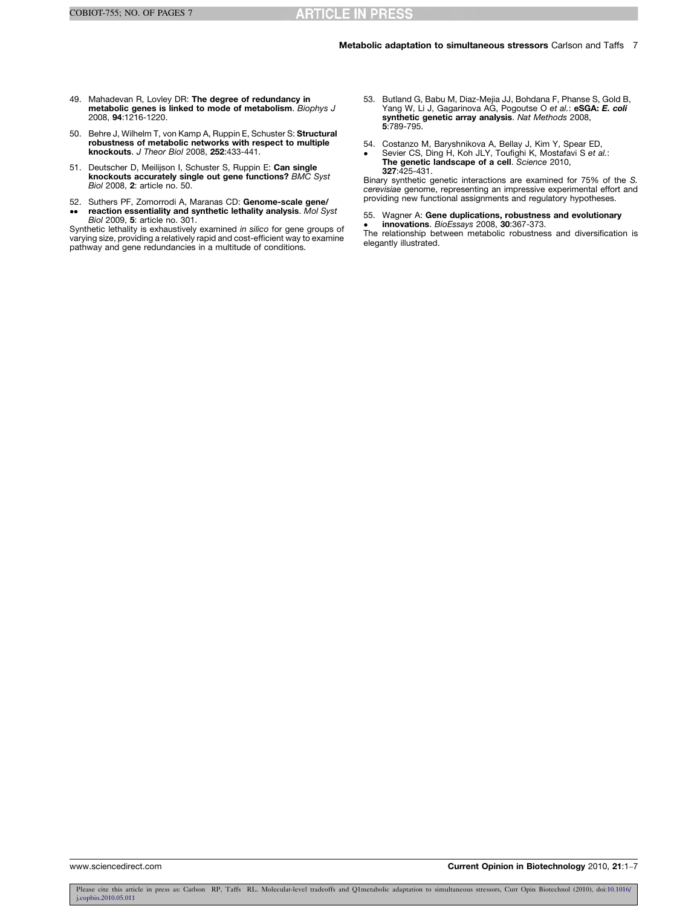49. Mahadevan R, Lovley DR: **The degree of redundancy in metabolic genes is linked to mode of metabolism**. *Biophys J* 2008, **94**:1216-1220.

50. Behre J, Wilhelm T, von Kamp A, Ruppin E, Schuster S: **Structural robustness of metabolic networks with respect to multiple knockouts**. *J Theor Biol* 2008, **252**:433-441.

51. Deutscher D, Meilijson I, Schuster S, Ruppin E: **Can single knockouts accurately single out gene functions?** *BMC Syst Biol* 2008, **2**: article no. 50.

52. •• Suthers PF, Zomorrodi A, Maranas CD: **Genome-scale gene/reaction essentiality and synthetic lethality analysis**. *Mol Syst Biol* 2009, **5**: article no. 301.
Synthetic lethality is exhaustively examined *in silico* for gene groups of varying size, providing a relatively rapid and cost-efficient way to examine pathway and gene redundancies in a multitude of conditions.

53. Butland G, Babu M, Diaz-Mejia JJ, Bohdana F, Phanse S, Gold B, Yang W, Li J, Gagarinova AG, Pogoutse O *et al.*: **eSGA: *E. coli* synthetic genetic array analysis**. *Nat Methods* 2008, **5**:789-795.

54. • Costanzo M, Baryshnikova A, Bellay J, Kim Y, Spear ED, Sevier CS, Ding H, Koh JLY, Toufighi K, Mostafavi S *et al.*: **The genetic landscape of a cell**. *Science* 2010, **327**:425-431.
Binary synthetic genetic interactions are examined for 75% of the *S. cerevisiae* genome, representing an impressive experimental effort and providing new functional assignments and regulatory hypotheses.

55. • Wagner A: **Gene duplications, robustness and evolutionary innovations**. *BioEssays* 2008, **30**:367-373.
The relationship between metabolic robustness and diversification is elegantly illustrated.

Please cite this article in press as: Carlson RP, Taffs RL. Molecular-level tradeoffs and Q1metabolic adaptation to simultaneous stressors, Curr Opin Biotechnol (2010), doi:10.1016/j.copbio.2010.05.011